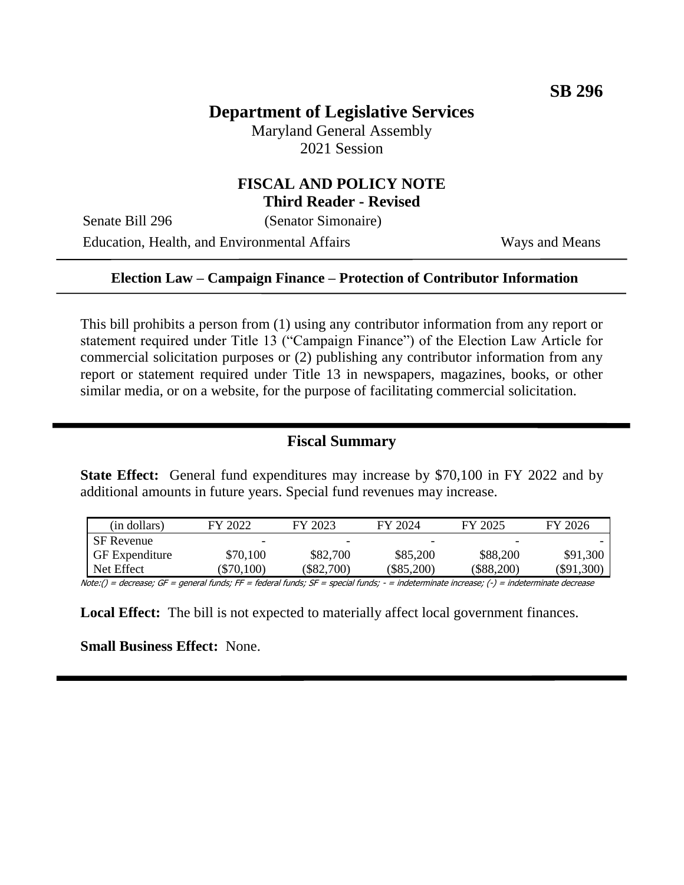**SB 296**

# Department of Legislative Services

Maryland General Assembly
2021 Session

## FISCAL AND POLICY NOTE
**Third Reader - Revised**

Senate Bill 296 (Senator Simonaire)
Education, Health, and Environmental Affairs Ways and Means

---

**Election Law – Campaign Finance – Protection of Contributor Information**

---

This bill prohibits a person from (1) using any contributor information from any report or statement required under Title 13 ("Campaign Finance") of the Election Law Article for commercial solicitation purposes or (2) publishing any contributor information from any report or statement required under Title 13 in newspapers, magazines, books, or other similar media, or on a website, for the purpose of facilitating commercial solicitation.

## Fiscal Summary

**State Effect:** General fund expenditures may increase by $70,100 in FY 2022 and by additional amounts in future years. Special fund revenues may increase.

| (in dollars) | FY 2022 | FY 2023 | FY 2024 | FY 2025 | FY 2026 |
|---|---|---|---|---|---|
| SF Revenue | - | - | - | - | - |
| GF Expenditure | $70,100 | $82,700 | $85,200 | $88,200 | $91,300 |
| Net Effect | ($70,100) | ($82,700) | ($85,200) | ($88,200) | ($91,300) |

Note:() = decrease; GF = general funds; FF = federal funds; SF = special funds; - = indeterminate increase; (-) = indeterminate decrease

**Local Effect:** The bill is not expected to materially affect local government finances.

**Small Business Effect:** None.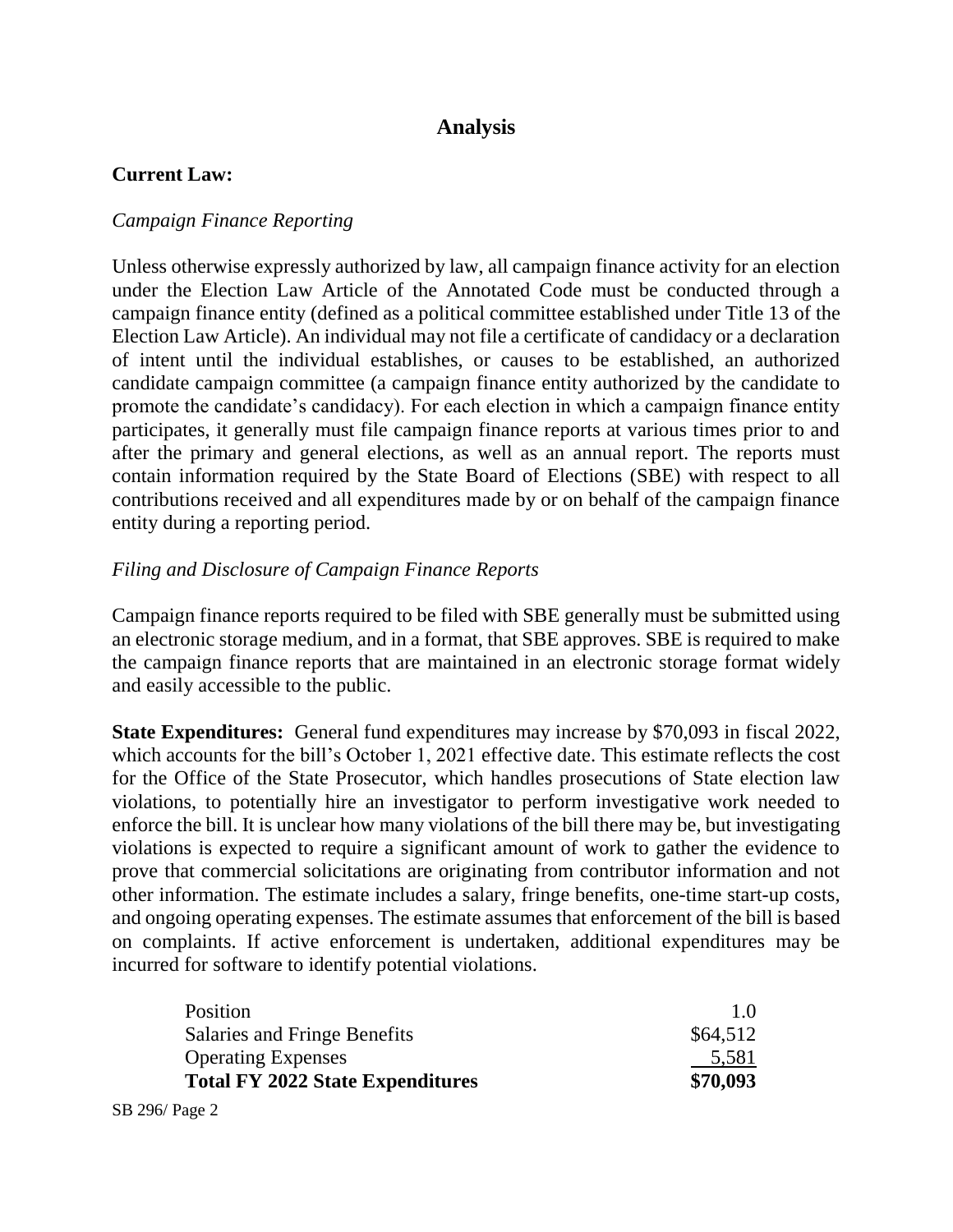## Analysis

**Current Law:**

*Campaign Finance Reporting*

Unless otherwise expressly authorized by law, all campaign finance activity for an election under the Election Law Article of the Annotated Code must be conducted through a campaign finance entity (defined as a political committee established under Title 13 of the Election Law Article). An individual may not file a certificate of candidacy or a declaration of intent until the individual establishes, or causes to be established, an authorized candidate campaign committee (a campaign finance entity authorized by the candidate to promote the candidate's candidacy). For each election in which a campaign finance entity participates, it generally must file campaign finance reports at various times prior to and after the primary and general elections, as well as an annual report. The reports must contain information required by the State Board of Elections (SBE) with respect to all contributions received and all expenditures made by or on behalf of the campaign finance entity during a reporting period.

*Filing and Disclosure of Campaign Finance Reports*

Campaign finance reports required to be filed with SBE generally must be submitted using an electronic storage medium, and in a format, that SBE approves. SBE is required to make the campaign finance reports that are maintained in an electronic storage format widely and easily accessible to the public.

**State Expenditures:** General fund expenditures may increase by $70,093 in fiscal 2022, which accounts for the bill's October 1, 2021 effective date. This estimate reflects the cost for the Office of the State Prosecutor, which handles prosecutions of State election law violations, to potentially hire an investigator to perform investigative work needed to enforce the bill. It is unclear how many violations of the bill there may be, but investigating violations is expected to require a significant amount of work to gather the evidence to prove that commercial solicitations are originating from contributor information and not other information. The estimate includes a salary, fringe benefits, one-time start-up costs, and ongoing operating expenses. The estimate assumes that enforcement of the bill is based on complaints. If active enforcement is undertaken, additional expenditures may be incurred for software to identify potential violations.

| | |
|---|---|
| Position | 1.0 |
| Salaries and Fringe Benefits | $64,512 |
| Operating Expenses | 5,581 |
| **Total FY 2022 State Expenditures** | **$70,093** |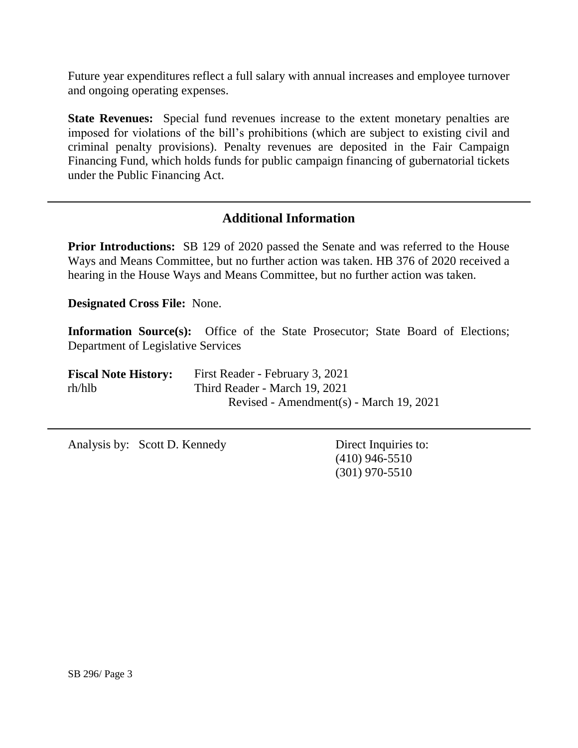Future year expenditures reflect a full salary with annual increases and employee turnover and ongoing operating expenses.

**State Revenues:** Special fund revenues increase to the extent monetary penalties are imposed for violations of the bill's prohibitions (which are subject to existing civil and criminal penalty provisions). Penalty revenues are deposited in the Fair Campaign Financing Fund, which holds funds for public campaign financing of gubernatorial tickets under the Public Financing Act.

---

## Additional Information

**Prior Introductions:** SB 129 of 2020 passed the Senate and was referred to the House Ways and Means Committee, but no further action was taken. HB 376 of 2020 received a hearing in the House Ways and Means Committee, but no further action was taken.

**Designated Cross File:** None.

**Information Source(s):** Office of the State Prosecutor; State Board of Elections; Department of Legislative Services

| | |
|---|---|
| **Fiscal Note History:** | First Reader - February 3, 2021 |
| rh/hlb | Third Reader - March 19, 2021 |
| | Revised - Amendment(s) - March 19, 2021 |

---

Analysis by: Scott D. Kennedy

Direct Inquiries to:
(410) 946-5510
(301) 970-5510